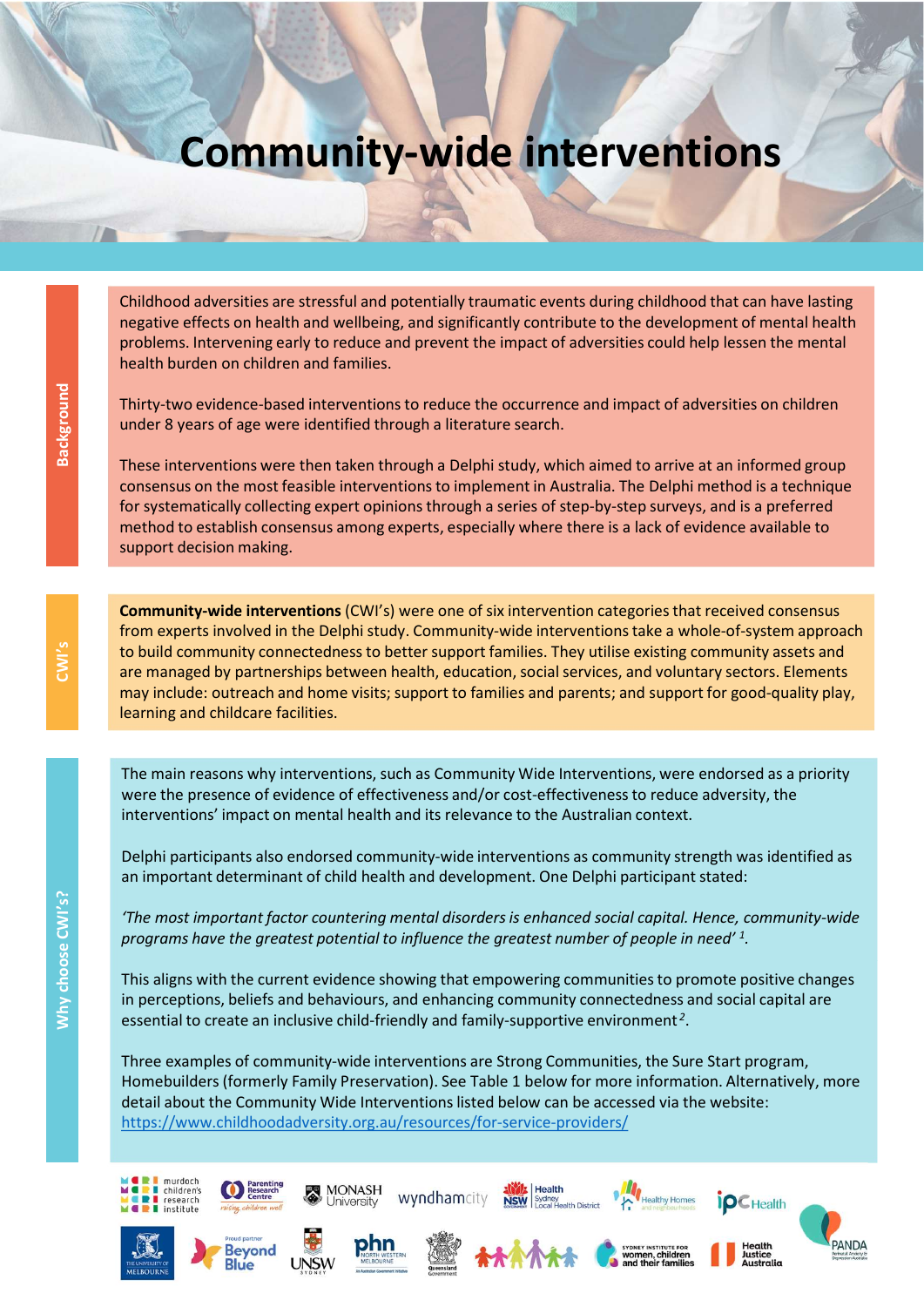# Community-wide interventions

## Background

Childhood adversities are stressful and potentially traumatic events during childhood that can have lasting negative effects on health and wellbeing, and significantly contribute to the development of mental health problems. Intervening early to reduce and prevent the impact of adversities could help lessen the mental health burden on children and families.

Thirty-two evidence-based interventions to reduce the occurrence and impact of adversities on children under 8 years of age were identified through a literature search.

These interventions were then taken through a Delphi study, which aimed to arrive at an informed group consensus on the most feasible interventions to implement in Australia. The Delphi method is a technique for systematically collecting expert opinions through a series of step-by-step surveys, and is a preferred method to establish consensus among experts, especially where there is a lack of evidence available to support decision making.

## CWI's

**Community-wide interventions** (CWI's) were one of six intervention categories that received consensus from experts involved in the Delphi study. Community-wide interventions take a whole-of-system approach to build community connectedness to better support families. They utilise existing community assets and are managed by partnerships between health, education, social services, and voluntary sectors. Elements may include: outreach and home visits; support to families and parents; and support for good-quality play, learning and childcare facilities.

## Why choose CWI's?

The main reasons why interventions, such as Community Wide Interventions, were endorsed as a priority were the presence of evidence of effectiveness and/or cost-effectiveness to reduce adversity, the interventions' impact on mental health and its relevance to the Australian context.

Delphi participants also endorsed community-wide interventions as community strength was identified as an important determinant of child health and development. One Delphi participant stated:

*'The most important factor countering mental disorders is enhanced social capital. Hence, community-wide programs have the greatest potential to influence the greatest number of people in need'* [1].

This aligns with the current evidence showing that empowering communities to promote positive changes in perceptions, beliefs and behaviours, and enhancing community connectedness and social capital are essential to create an inclusive child-friendly and family-supportive environment [2].

Three examples of community-wide interventions are Strong Communities, the Sure Start program, Homebuilders (formerly Family Preservation). See Table 1 below for more information. Alternatively, more detail about the Community Wide Interventions listed below can be accessed via the website: https://www.childhoodadversity.org.au/resources/for-service-providers/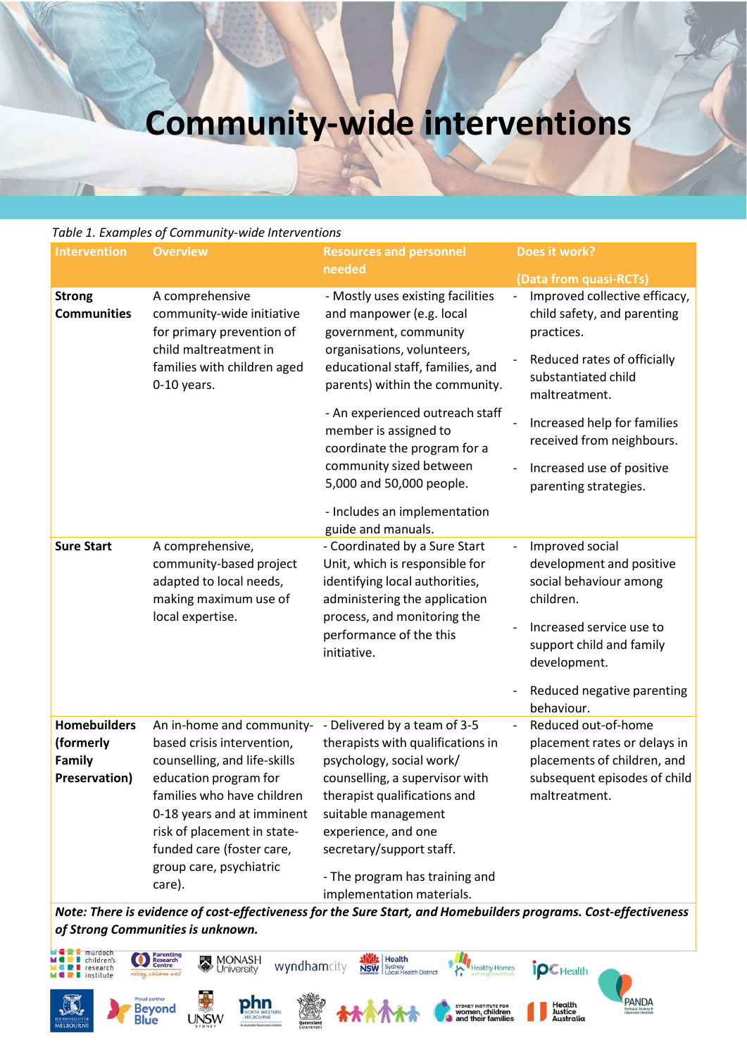# Community-wide interventions

*Table 1. Examples of Community-wide Interventions*

| Intervention | Overview | Resources and personnel needed | Does it work? (Data from quasi-RCTs) |
|---|---|---|---|
| **Strong Communities** | A comprehensive community-wide initiative for primary prevention of child maltreatment in families with children aged 0-10 years. | - Mostly uses existing facilities and manpower (e.g. local government, community organisations, volunteers, educational staff, families, and parents) within the community.<br>- An experienced outreach staff member is assigned to coordinate the program for a community sized between 5,000 and 50,000 people.<br>- Includes an implementation guide and manuals. | - Improved collective efficacy, child safety, and parenting practices.<br>- Reduced rates of officially substantiated child maltreatment.<br>- Increased help for families received from neighbours.<br>- Increased use of positive parenting strategies. |
| **Sure Start** | A comprehensive, community-based project adapted to local needs, making maximum use of local expertise. | - Coordinated by a Sure Start Unit, which is responsible for identifying local authorities, administering the application process, and monitoring the performance of the this initiative. | - Improved social development and positive social behaviour among children.<br>- Increased service use to support child and family development.<br>- Reduced negative parenting behaviour. |
| **Homebuilders (formerly Family Preservation)** | An in-home and community-based crisis intervention, counselling, and life-skills education program for families who have children 0-18 years and at imminent risk of placement in state-funded care (foster care, group care, psychiatric care). | - Delivered by a team of 3-5 therapists with qualifications in psychology, social work/ counselling, a supervisor with therapist qualifications and suitable management experience, and one secretary/support staff.<br>- The program has training and implementation materials. | - Reduced out-of-home placement rates or delays in placements of children, and subsequent episodes of child maltreatment. |

***Note: There is evidence of cost-effectiveness for the Sure Start, and Homebuilders programs. Cost-effectiveness of Strong Communities is unknown.***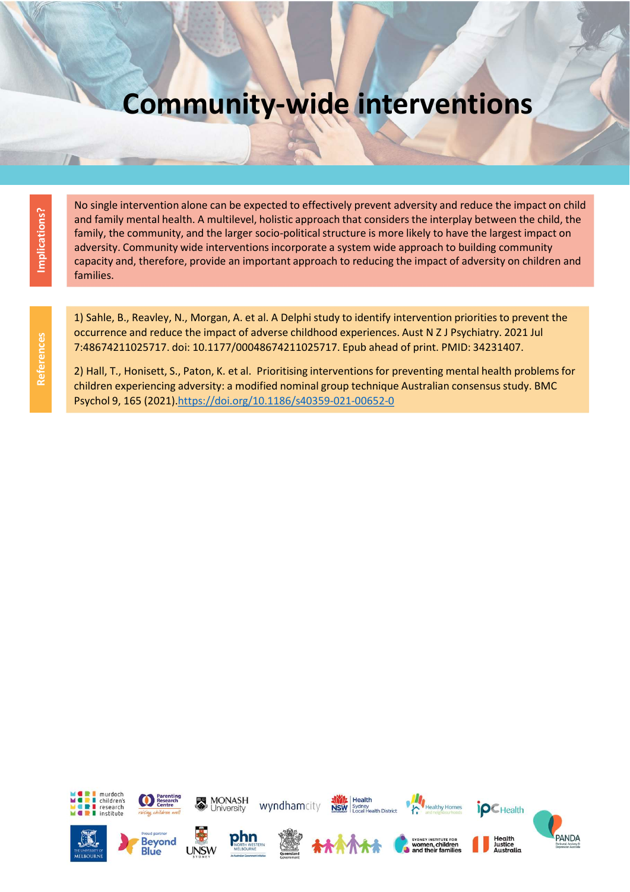# Community-wide interventions

**Implications?**

No single intervention alone can be expected to effectively prevent adversity and reduce the impact on child and family mental health. A multilevel, holistic approach that considers the interplay between the child, the family, the community, and the larger socio-political structure is more likely to have the largest impact on adversity. Community wide interventions incorporate a system wide approach to building community capacity and, therefore, provide an important approach to reducing the impact of adversity on children and families.

**References**

1) Sahle, B., Reavley, N., Morgan, A. et al. A Delphi study to identify intervention priorities to prevent the occurrence and reduce the impact of adverse childhood experiences. Aust N Z J Psychiatry. 2021 Jul 7:48674211025717. doi: 10.1177/00048674211025717. Epub ahead of print. PMID: 34231407.

2) Hall, T., Honisett, S., Paton, K. et al. Prioritising interventions for preventing mental health problems for children experiencing adversity: a modified nominal group technique Australian consensus study. BMC Psychol 9, 165 (2021).https://doi.org/10.1186/s40359-021-00652-0